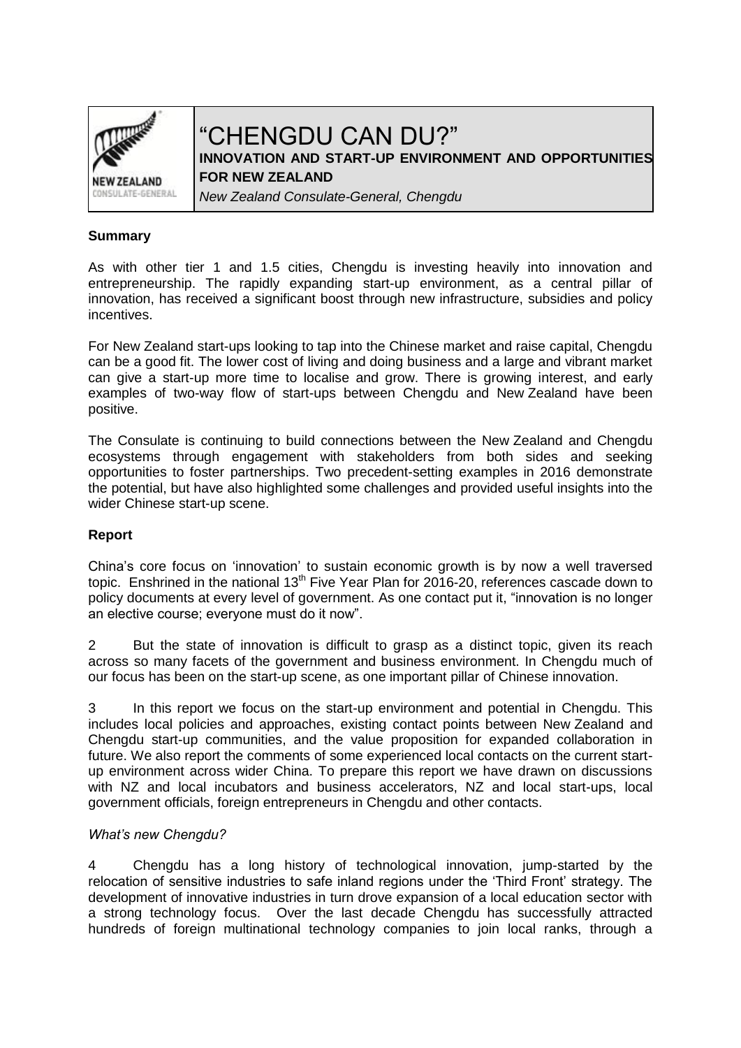# "CHENGDU CAN DU?"

**INNOVATION AND START-UP ENVIRONMENT AND OPPORTUNITIES FOR NEW ZEALAND**

*New Zealand Consulate-General, Chengdu*

**Summary**

As with other tier 1 and 1.5 cities, Chengdu is investing heavily into innovation and entrepreneurship. The rapidly expanding start-up environment, as a central pillar of innovation, has received a significant boost through new infrastructure, subsidies and policy incentives.

For New Zealand start-ups looking to tap into the Chinese market and raise capital, Chengdu can be a good fit. The lower cost of living and doing business and a large and vibrant market can give a start-up more time to localise and grow. There is growing interest, and early examples of two-way flow of start-ups between Chengdu and New Zealand have been positive.

The Consulate is continuing to build connections between the New Zealand and Chengdu ecosystems through engagement with stakeholders from both sides and seeking opportunities to foster partnerships. Two precedent-setting examples in 2016 demonstrate the potential, but have also highlighted some challenges and provided useful insights into the wider Chinese start-up scene.

**Report**

China's core focus on 'innovation' to sustain economic growth is by now a well traversed topic. Enshrined in the national 13th Five Year Plan for 2016-20, references cascade down to policy documents at every level of government. As one contact put it, "innovation is no longer an elective course; everyone must do it now".

2 But the state of innovation is difficult to grasp as a distinct topic, given its reach across so many facets of the government and business environment. In Chengdu much of our focus has been on the start-up scene, as one important pillar of Chinese innovation.

3 In this report we focus on the start-up environment and potential in Chengdu. This includes local policies and approaches, existing contact points between New Zealand and Chengdu start-up communities, and the value proposition for expanded collaboration in future. We also report the comments of some experienced local contacts on the current start-up environment across wider China. To prepare this report we have drawn on discussions with NZ and local incubators and business accelerators, NZ and local start-ups, local government officials, foreign entrepreneurs in Chengdu and other contacts.

*What's new Chengdu?*

4 Chengdu has a long history of technological innovation, jump-started by the relocation of sensitive industries to safe inland regions under the 'Third Front' strategy. The development of innovative industries in turn drove expansion of a local education sector with a strong technology focus. Over the last decade Chengdu has successfully attracted hundreds of foreign multinational technology companies to join local ranks, through a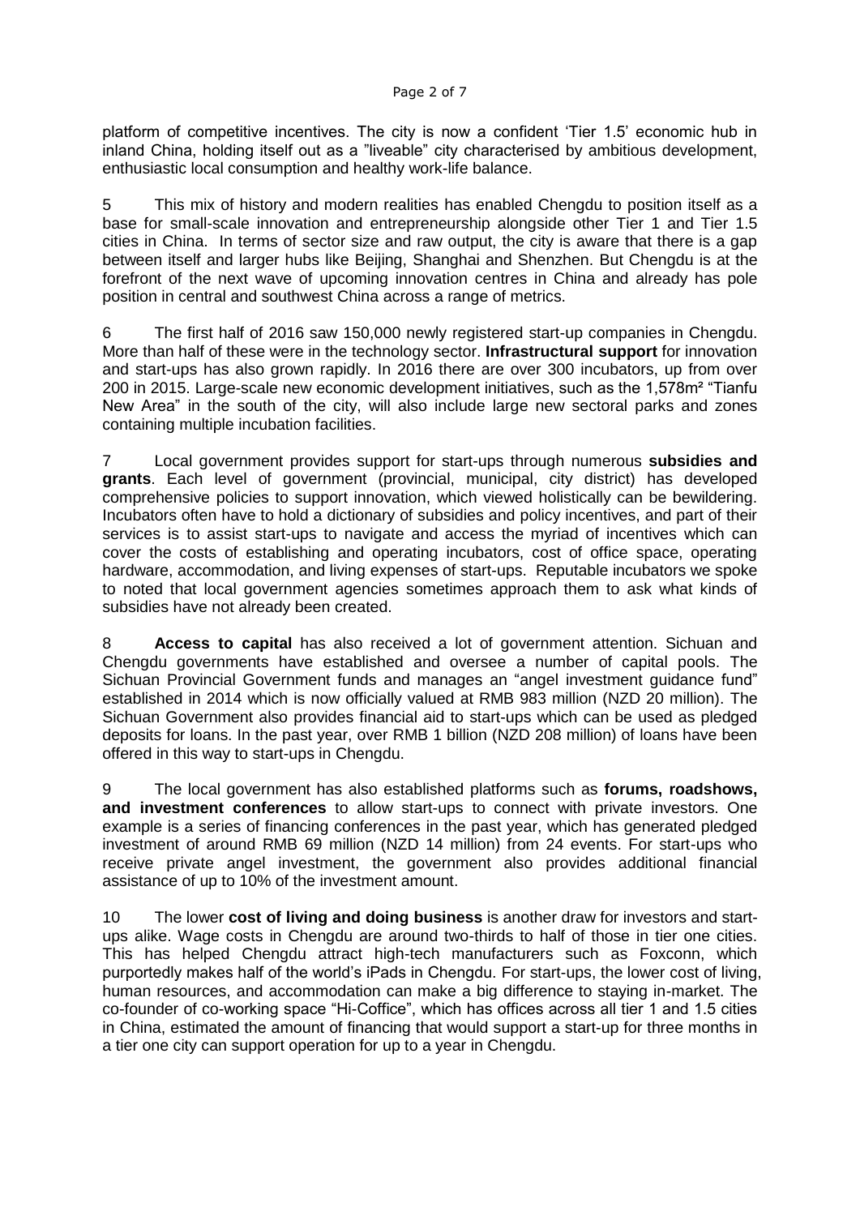platform of competitive incentives. The city is now a confident 'Tier 1.5' economic hub in inland China, holding itself out as a "liveable" city characterised by ambitious development, enthusiastic local consumption and healthy work-life balance.

5 This mix of history and modern realities has enabled Chengdu to position itself as a base for small-scale innovation and entrepreneurship alongside other Tier 1 and Tier 1.5 cities in China. In terms of sector size and raw output, the city is aware that there is a gap between itself and larger hubs like Beijing, Shanghai and Shenzhen. But Chengdu is at the forefront of the next wave of upcoming innovation centres in China and already has pole position in central and southwest China across a range of metrics.

6 The first half of 2016 saw 150,000 newly registered start-up companies in Chengdu. More than half of these were in the technology sector. **Infrastructural support** for innovation and start-ups has also grown rapidly. In 2016 there are over 300 incubators, up from over 200 in 2015. Large-scale new economic development initiatives, such as the 1,578m² "Tianfu New Area" in the south of the city, will also include large new sectoral parks and zones containing multiple incubation facilities.

7 Local government provides support for start-ups through numerous **subsidies and grants**. Each level of government (provincial, municipal, city district) has developed comprehensive policies to support innovation, which viewed holistically can be bewildering. Incubators often have to hold a dictionary of subsidies and policy incentives, and part of their services is to assist start-ups to navigate and access the myriad of incentives which can cover the costs of establishing and operating incubators, cost of office space, operating hardware, accommodation, and living expenses of start-ups. Reputable incubators we spoke to noted that local government agencies sometimes approach them to ask what kinds of subsidies have not already been created.

8 **Access to capital** has also received a lot of government attention. Sichuan and Chengdu governments have established and oversee a number of capital pools. The Sichuan Provincial Government funds and manages an "angel investment guidance fund" established in 2014 which is now officially valued at RMB 983 million (NZD 20 million). The Sichuan Government also provides financial aid to start-ups which can be used as pledged deposits for loans. In the past year, over RMB 1 billion (NZD 208 million) of loans have been offered in this way to start-ups in Chengdu.

9 The local government has also established platforms such as **forums, roadshows, and investment conferences** to allow start-ups to connect with private investors. One example is a series of financing conferences in the past year, which has generated pledged investment of around RMB 69 million (NZD 14 million) from 24 events. For start-ups who receive private angel investment, the government also provides additional financial assistance of up to 10% of the investment amount.

10 The lower **cost of living and doing business** is another draw for investors and start-ups alike. Wage costs in Chengdu are around two-thirds to half of those in tier one cities. This has helped Chengdu attract high-tech manufacturers such as Foxconn, which purportedly makes half of the world's iPads in Chengdu. For start-ups, the lower cost of living, human resources, and accommodation can make a big difference to staying in-market. The co-founder of co-working space "Hi-Coffice", which has offices across all tier 1 and 1.5 cities in China, estimated the amount of financing that would support a start-up for three months in a tier one city can support operation for up to a year in Chengdu.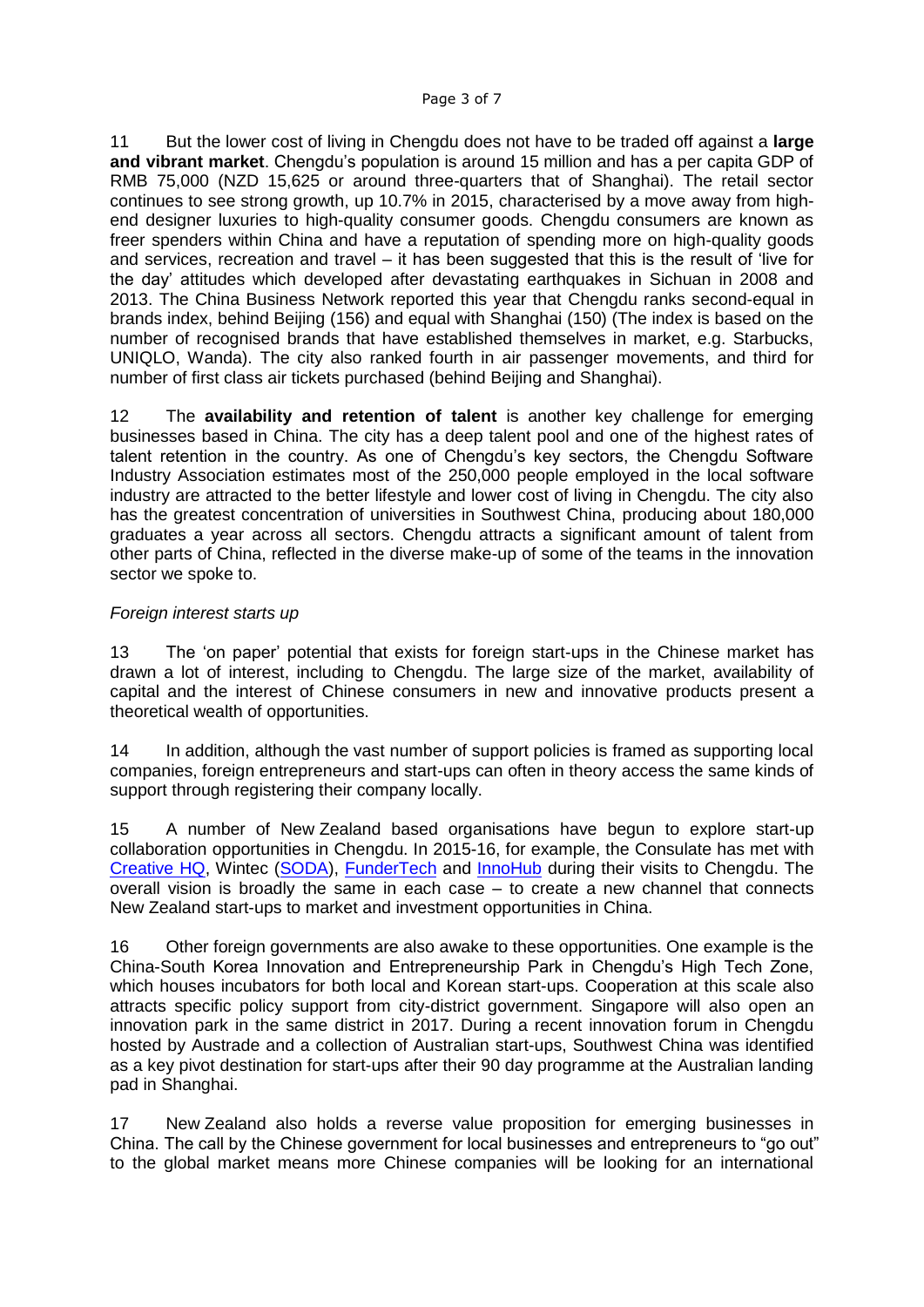11 But the lower cost of living in Chengdu does not have to be traded off against a **large and vibrant market**. Chengdu's population is around 15 million and has a per capita GDP of RMB 75,000 (NZD 15,625 or around three-quarters that of Shanghai). The retail sector continues to see strong growth, up 10.7% in 2015, characterised by a move away from high-end designer luxuries to high-quality consumer goods. Chengdu consumers are known as freer spenders within China and have a reputation of spending more on high-quality goods and services, recreation and travel – it has been suggested that this is the result of 'live for the day' attitudes which developed after devastating earthquakes in Sichuan in 2008 and 2013. The China Business Network reported this year that Chengdu ranks second-equal in brands index, behind Beijing (156) and equal with Shanghai (150) (The index is based on the number of recognised brands that have established themselves in market, e.g. Starbucks, UNIQLO, Wanda). The city also ranked fourth in air passenger movements, and third for number of first class air tickets purchased (behind Beijing and Shanghai).

12 The **availability and retention of talent** is another key challenge for emerging businesses based in China. The city has a deep talent pool and one of the highest rates of talent retention in the country. As one of Chengdu's key sectors, the Chengdu Software Industry Association estimates most of the 250,000 people employed in the local software industry are attracted to the better lifestyle and lower cost of living in Chengdu. The city also has the greatest concentration of universities in Southwest China, producing about 180,000 graduates a year across all sectors. Chengdu attracts a significant amount of talent from other parts of China, reflected in the diverse make-up of some of the teams in the innovation sector we spoke to.

*Foreign interest starts up*

13 The 'on paper' potential that exists for foreign start-ups in the Chinese market has drawn a lot of interest, including to Chengdu. The large size of the market, availability of capital and the interest of Chinese consumers in new and innovative products present a theoretical wealth of opportunities.

14 In addition, although the vast number of support policies is framed as supporting local companies, foreign entrepreneurs and start-ups can often in theory access the same kinds of support through registering their company locally.

15 A number of New Zealand based organisations have begun to explore start-up collaboration opportunities in Chengdu. In 2015-16, for example, the Consulate has met with Creative HQ, Wintec (SODA), FunderTech and InnoHub during their visits to Chengdu. The overall vision is broadly the same in each case – to create a new channel that connects New Zealand start-ups to market and investment opportunities in China.

16 Other foreign governments are also awake to these opportunities. One example is the China-South Korea Innovation and Entrepreneurship Park in Chengdu's High Tech Zone, which houses incubators for both local and Korean start-ups. Cooperation at this scale also attracts specific policy support from city-district government. Singapore will also open an innovation park in the same district in 2017. During a recent innovation forum in Chengdu hosted by Austrade and a collection of Australian start-ups, Southwest China was identified as a key pivot destination for start-ups after their 90 day programme at the Australian landing pad in Shanghai.

17 New Zealand also holds a reverse value proposition for emerging businesses in China. The call by the Chinese government for local businesses and entrepreneurs to "go out" to the global market means more Chinese companies will be looking for an international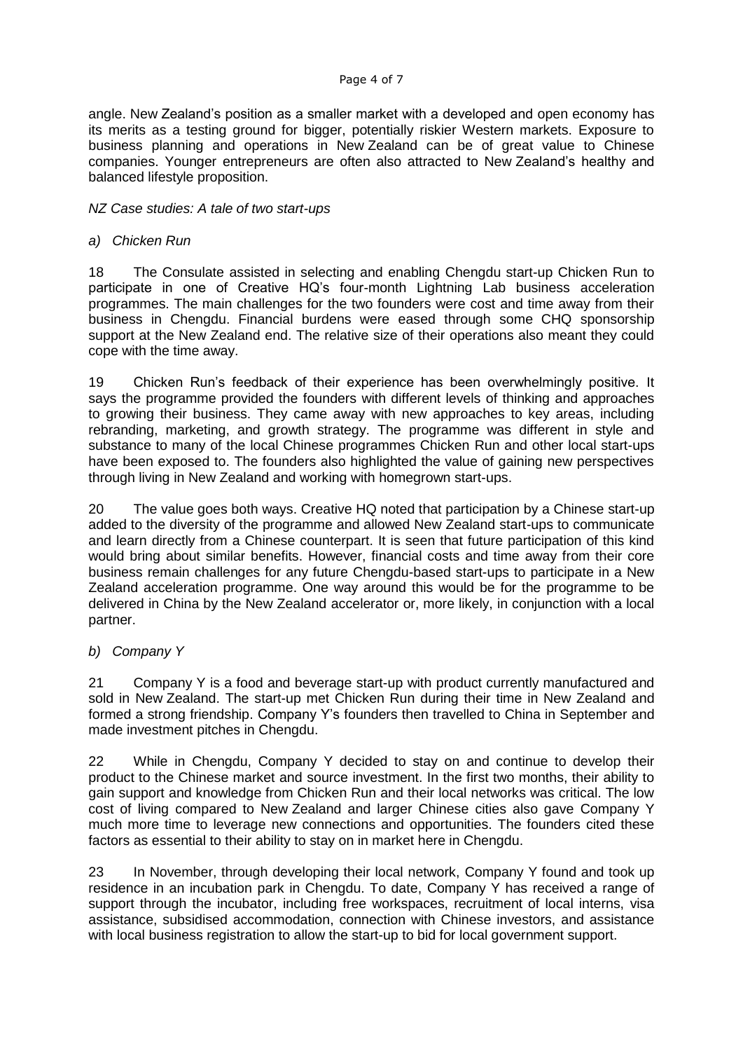angle. New Zealand's position as a smaller market with a developed and open economy has its merits as a testing ground for bigger, potentially riskier Western markets. Exposure to business planning and operations in New Zealand can be of great value to Chinese companies. Younger entrepreneurs are often also attracted to New Zealand's healthy and balanced lifestyle proposition.

*NZ Case studies: A tale of two start-ups*

*a) Chicken Run*

18 The Consulate assisted in selecting and enabling Chengdu start-up Chicken Run to participate in one of Creative HQ's four-month Lightning Lab business acceleration programmes. The main challenges for the two founders were cost and time away from their business in Chengdu. Financial burdens were eased through some CHQ sponsorship support at the New Zealand end. The relative size of their operations also meant they could cope with the time away.

19 Chicken Run's feedback of their experience has been overwhelmingly positive. It says the programme provided the founders with different levels of thinking and approaches to growing their business. They came away with new approaches to key areas, including rebranding, marketing, and growth strategy. The programme was different in style and substance to many of the local Chinese programmes Chicken Run and other local start-ups have been exposed to. The founders also highlighted the value of gaining new perspectives through living in New Zealand and working with homegrown start-ups.

20 The value goes both ways. Creative HQ noted that participation by a Chinese start-up added to the diversity of the programme and allowed New Zealand start-ups to communicate and learn directly from a Chinese counterpart. It is seen that future participation of this kind would bring about similar benefits. However, financial costs and time away from their core business remain challenges for any future Chengdu-based start-ups to participate in a New Zealand acceleration programme. One way around this would be for the programme to be delivered in China by the New Zealand accelerator or, more likely, in conjunction with a local partner.

*b) Company Y*

21 Company Y is a food and beverage start-up with product currently manufactured and sold in New Zealand. The start-up met Chicken Run during their time in New Zealand and formed a strong friendship. Company Y's founders then travelled to China in September and made investment pitches in Chengdu.

22 While in Chengdu, Company Y decided to stay on and continue to develop their product to the Chinese market and source investment. In the first two months, their ability to gain support and knowledge from Chicken Run and their local networks was critical. The low cost of living compared to New Zealand and larger Chinese cities also gave Company Y much more time to leverage new connections and opportunities. The founders cited these factors as essential to their ability to stay on in market here in Chengdu.

23 In November, through developing their local network, Company Y found and took up residence in an incubation park in Chengdu. To date, Company Y has received a range of support through the incubator, including free workspaces, recruitment of local interns, visa assistance, subsidised accommodation, connection with Chinese investors, and assistance with local business registration to allow the start-up to bid for local government support.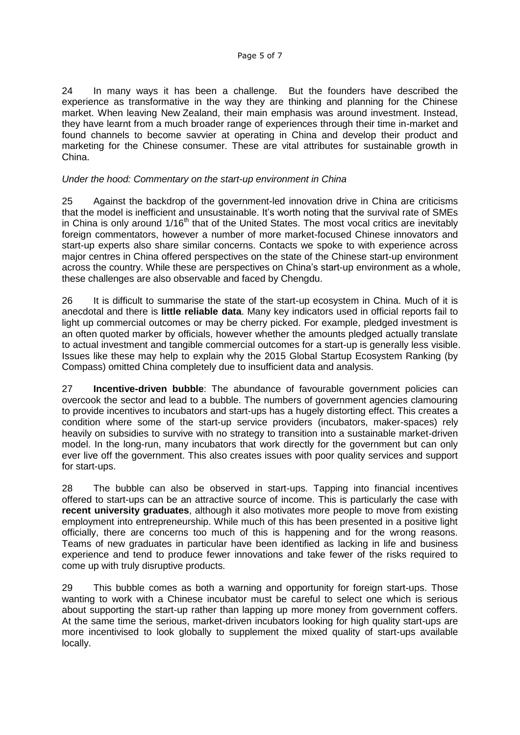24 In many ways it has been a challenge. But the founders have described the experience as transformative in the way they are thinking and planning for the Chinese market. When leaving New Zealand, their main emphasis was around investment. Instead, they have learnt from a much broader range of experiences through their time in-market and found channels to become savvier at operating in China and develop their product and marketing for the Chinese consumer. These are vital attributes for sustainable growth in China.

*Under the hood: Commentary on the start-up environment in China*

25 Against the backdrop of the government-led innovation drive in China are criticisms that the model is inefficient and unsustainable. It's worth noting that the survival rate of SMEs in China is only around 1/16$^{th}$ that of the United States. The most vocal critics are inevitably foreign commentators, however a number of more market-focused Chinese innovators and start-up experts also share similar concerns. Contacts we spoke to with experience across major centres in China offered perspectives on the state of the Chinese start-up environment across the country. While these are perspectives on China's start-up environment as a whole, these challenges are also observable and faced by Chengdu.

26 It is difficult to summarise the state of the start-up ecosystem in China. Much of it is anecdotal and there is **little reliable data**. Many key indicators used in official reports fail to light up commercial outcomes or may be cherry picked. For example, pledged investment is an often quoted marker by officials, however whether the amounts pledged actually translate to actual investment and tangible commercial outcomes for a start-up is generally less visible. Issues like these may help to explain why the 2015 Global Startup Ecosystem Ranking (by Compass) omitted China completely due to insufficient data and analysis.

27 **Incentive-driven bubble**: The abundance of favourable government policies can overcook the sector and lead to a bubble. The numbers of government agencies clamouring to provide incentives to incubators and start-ups has a hugely distorting effect. This creates a condition where some of the start-up service providers (incubators, maker-spaces) rely heavily on subsidies to survive with no strategy to transition into a sustainable market-driven model. In the long-run, many incubators that work directly for the government but can only ever live off the government. This also creates issues with poor quality services and support for start-ups.

28 The bubble can also be observed in start-ups. Tapping into financial incentives offered to start-ups can be an attractive source of income. This is particularly the case with **recent university graduates**, although it also motivates more people to move from existing employment into entrepreneurship. While much of this has been presented in a positive light officially, there are concerns too much of this is happening and for the wrong reasons. Teams of new graduates in particular have been identified as lacking in life and business experience and tend to produce fewer innovations and take fewer of the risks required to come up with truly disruptive products.

29 This bubble comes as both a warning and opportunity for foreign start-ups. Those wanting to work with a Chinese incubator must be careful to select one which is serious about supporting the start-up rather than lapping up more money from government coffers. At the same time the serious, market-driven incubators looking for high quality start-ups are more incentivised to look globally to supplement the mixed quality of start-ups available locally.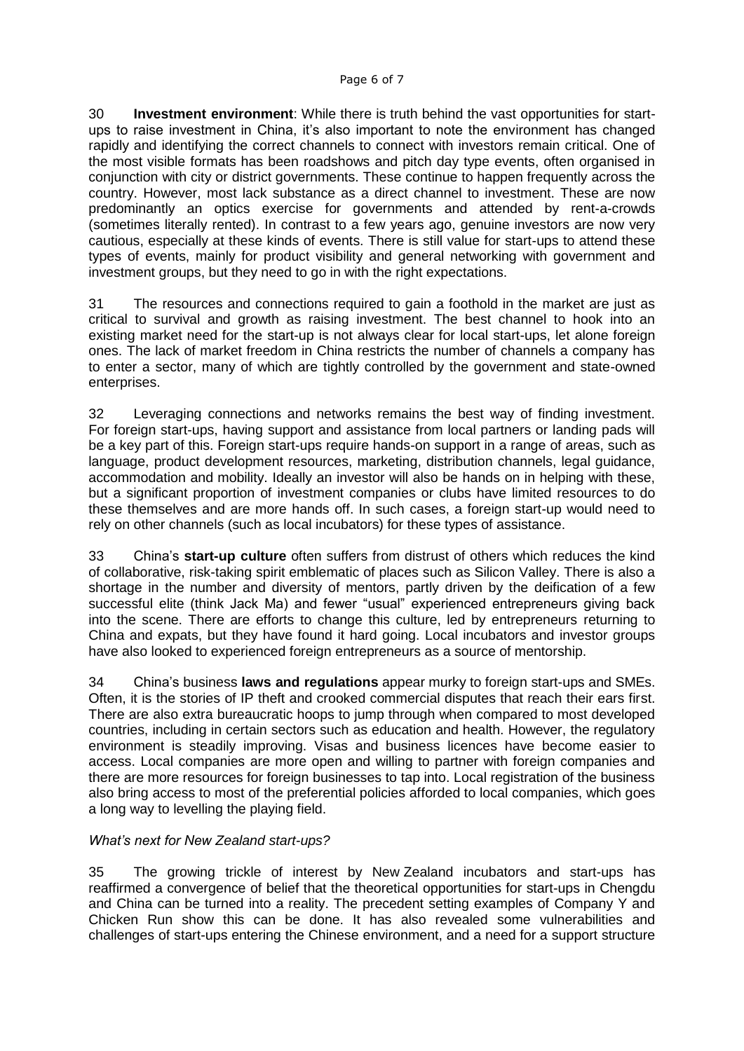30 **Investment environment**: While there is truth behind the vast opportunities for start-ups to raise investment in China, it's also important to note the environment has changed rapidly and identifying the correct channels to connect with investors remain critical. One of the most visible formats has been roadshows and pitch day type events, often organised in conjunction with city or district governments. These continue to happen frequently across the country. However, most lack substance as a direct channel to investment. These are now predominantly an optics exercise for governments and attended by rent-a-crowds (sometimes literally rented). In contrast to a few years ago, genuine investors are now very cautious, especially at these kinds of events. There is still value for start-ups to attend these types of events, mainly for product visibility and general networking with government and investment groups, but they need to go in with the right expectations.

31 The resources and connections required to gain a foothold in the market are just as critical to survival and growth as raising investment. The best channel to hook into an existing market need for the start-up is not always clear for local start-ups, let alone foreign ones. The lack of market freedom in China restricts the number of channels a company has to enter a sector, many of which are tightly controlled by the government and state-owned enterprises.

32 Leveraging connections and networks remains the best way of finding investment. For foreign start-ups, having support and assistance from local partners or landing pads will be a key part of this. Foreign start-ups require hands-on support in a range of areas, such as language, product development resources, marketing, distribution channels, legal guidance, accommodation and mobility. Ideally an investor will also be hands on in helping with these, but a significant proportion of investment companies or clubs have limited resources to do these themselves and are more hands off. In such cases, a foreign start-up would need to rely on other channels (such as local incubators) for these types of assistance.

33 China's **start-up culture** often suffers from distrust of others which reduces the kind of collaborative, risk-taking spirit emblematic of places such as Silicon Valley. There is also a shortage in the number and diversity of mentors, partly driven by the deification of a few successful elite (think Jack Ma) and fewer "usual" experienced entrepreneurs giving back into the scene. There are efforts to change this culture, led by entrepreneurs returning to China and expats, but they have found it hard going. Local incubators and investor groups have also looked to experienced foreign entrepreneurs as a source of mentorship.

34 China's business **laws and regulations** appear murky to foreign start-ups and SMEs. Often, it is the stories of IP theft and crooked commercial disputes that reach their ears first. There are also extra bureaucratic hoops to jump through when compared to most developed countries, including in certain sectors such as education and health. However, the regulatory environment is steadily improving. Visas and business licences have become easier to access. Local companies are more open and willing to partner with foreign companies and there are more resources for foreign businesses to tap into. Local registration of the business also bring access to most of the preferential policies afforded to local companies, which goes a long way to levelling the playing field.

*What's next for New Zealand start-ups?*

35 The growing trickle of interest by New Zealand incubators and start-ups has reaffirmed a convergence of belief that the theoretical opportunities for start-ups in Chengdu and China can be turned into a reality. The precedent setting examples of Company Y and Chicken Run show this can be done. It has also revealed some vulnerabilities and challenges of start-ups entering the Chinese environment, and a need for a support structure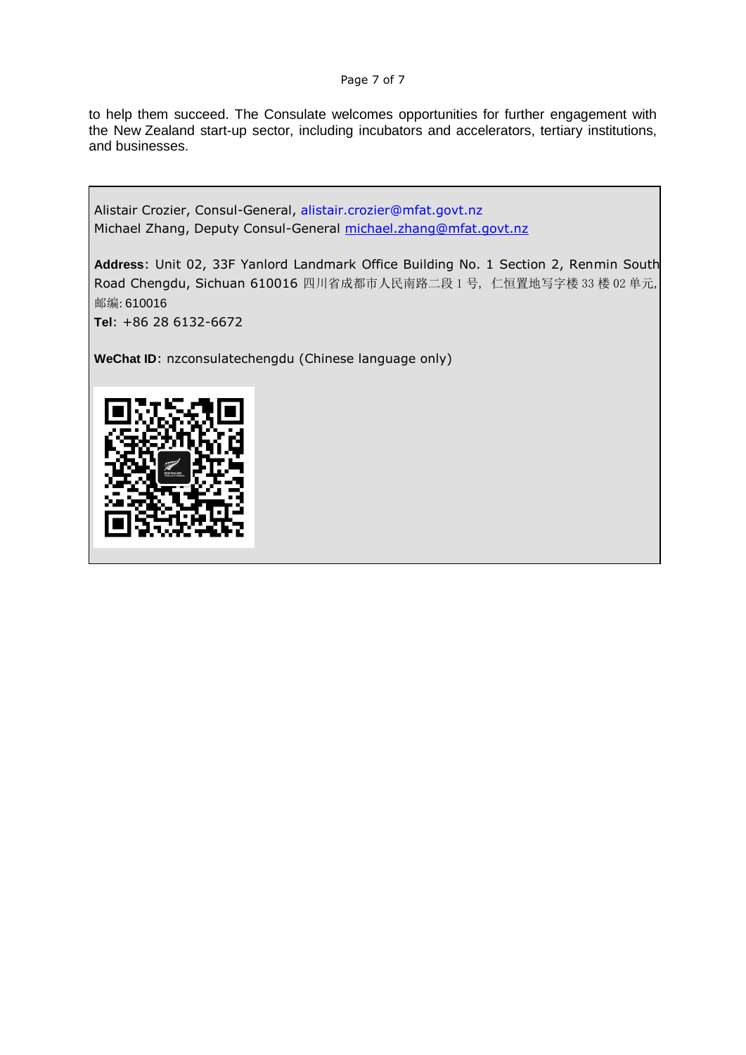to help them succeed. The Consulate welcomes opportunities for further engagement with the New Zealand start-up sector, including incubators and accelerators, tertiary institutions, and businesses.

Alistair Crozier, Consul-General, alistair.crozier@mfat.govt.nz
Michael Zhang, Deputy Consul-General michael.zhang@mfat.govt.nz

**Address**: Unit 02, 33F Yanlord Landmark Office Building No. 1 Section 2, Renmin South Road Chengdu, Sichuan 610016 四川省成都市人民南路二段 1 号，仁恒置地写字楼 33 楼 02 单元，邮编: 610016
**Tel**: +86 28 6132-6672

**WeChat ID**: nzconsulatechengdu (Chinese language only)